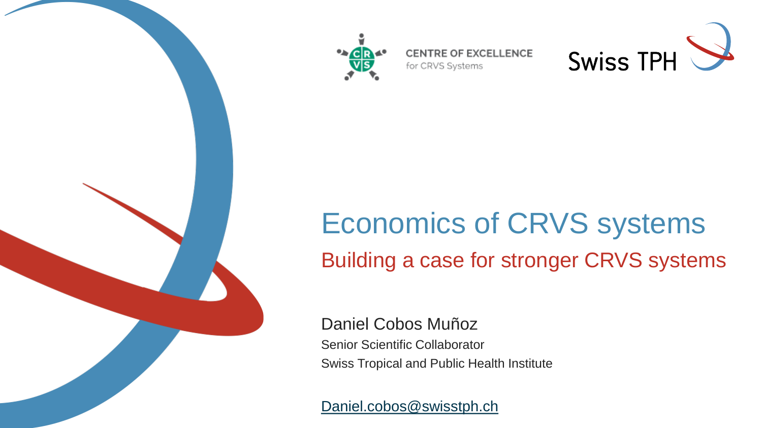CENTRE OF EXCELLENCE
for CRVS Systems

Swiss TPH

# Economics of CRVS systems

## Building a case for stronger CRVS systems

Daniel Cobos Muñoz

Senior Scientific Collaborator

Swiss Tropical and Public Health Institute

Daniel.cobos@swisstph.ch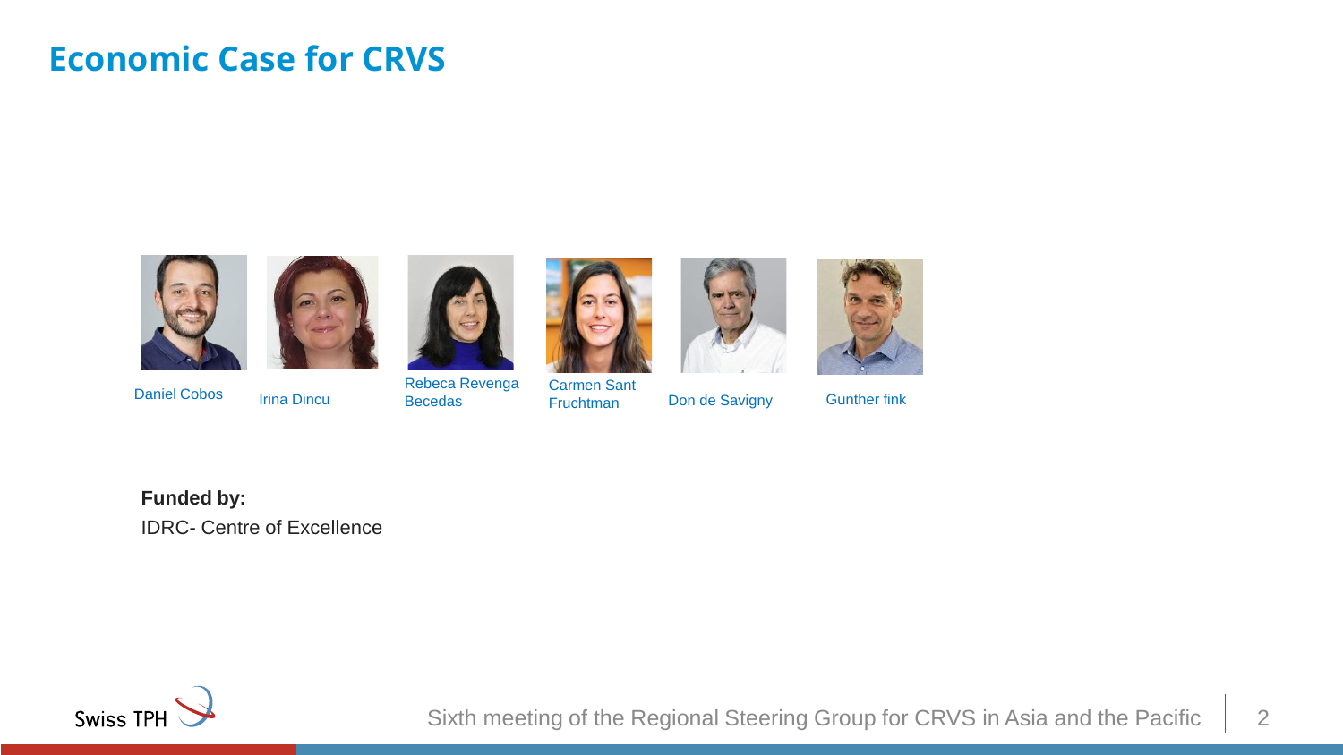# Economic Case for CRVS

Daniel Cobos

Irina Dincu

Rebeca Revenga Becedas

Carmen Sant Fruchtman

Don de Savigny

Gunther fink

**Funded by:**

IDRC- Centre of Excellence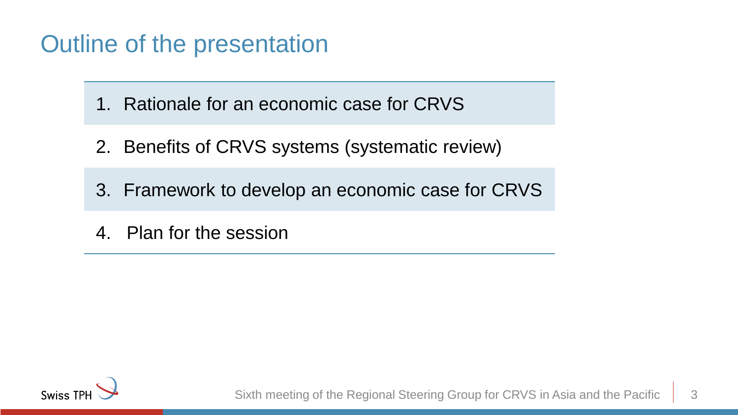# Outline of the presentation

1. Rationale for an economic case for CRVS
2. Benefits of CRVS systems (systematic review)
3. Framework to develop an economic case for CRVS
4. Plan for the session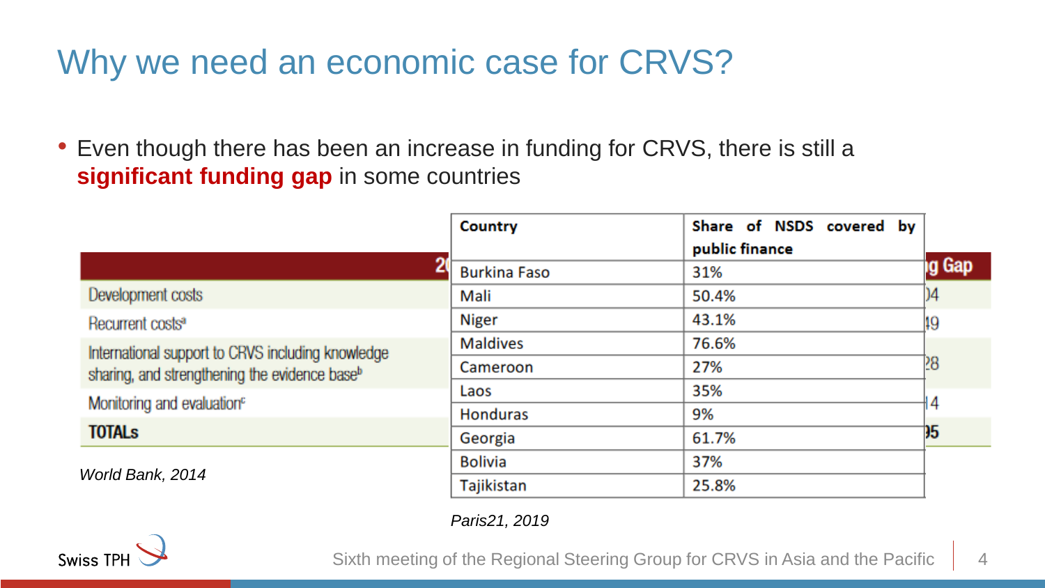# Why we need an economic case for CRVS?

- Even though there has been an increase in funding for CRVS, there is still a **significant funding gap** in some countries

| 2 | g Gap |
| --- | --- |
| Development costs | )4 |
| Recurrent costs[a] | 19 |
| International support to CRVS including knowledge sharing, and strengthening the evidence base[b] | 28 |
| Monitoring and evaluation[c] | 14 |
| **TOTALs** | **)5** |

*World Bank, 2014*

| Country | Share of NSDS covered by public finance |
| --- | --- |
| Burkina Faso | 31% |
| Mali | 50.4% |
| Niger | 43.1% |
| Maldives | 76.6% |
| Cameroon | 27% |
| Laos | 35% |
| Honduras | 9% |
| Georgia | 61.7% |
| Bolivia | 37% |
| Tajikistan | 25.8% |

*Paris21, 2019*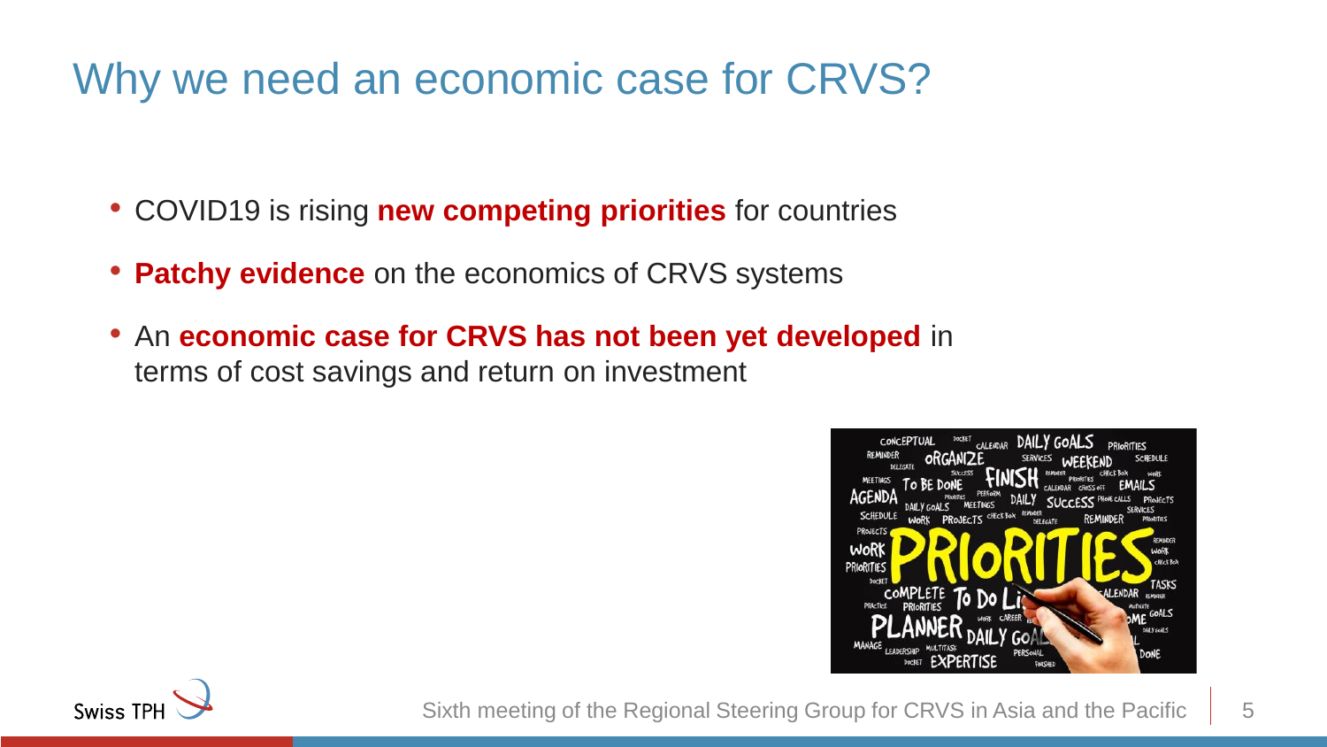# Why we need an economic case for CRVS?

- COVID19 is rising **new competing priorities** for countries
- **Patchy evidence** on the economics of CRVS systems
- An **economic case for CRVS has not been yet developed** in terms of cost savings and return on investment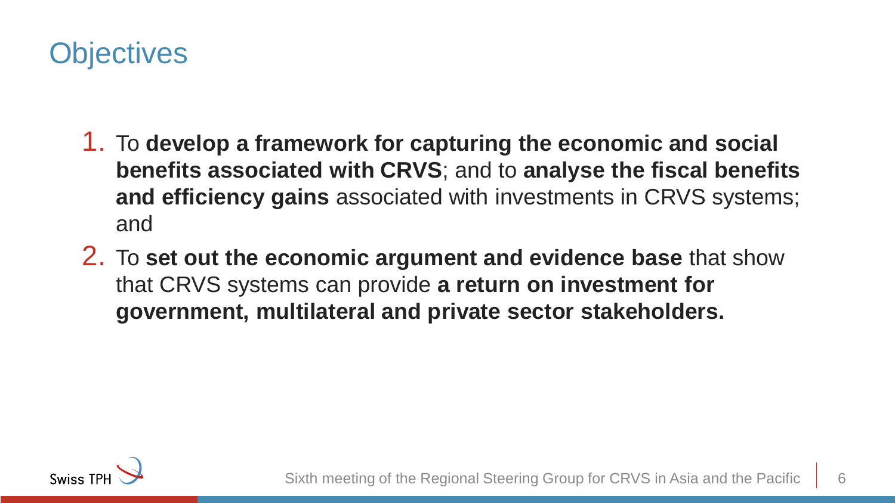# Objectives

1. To **develop a framework for capturing the economic and social benefits associated with CRVS**; and to **analyse the fiscal benefits and efficiency gains** associated with investments in CRVS systems; and
2. To **set out the economic argument and evidence base** that show that CRVS systems can provide **a return on investment for government, multilateral and private sector stakeholders.**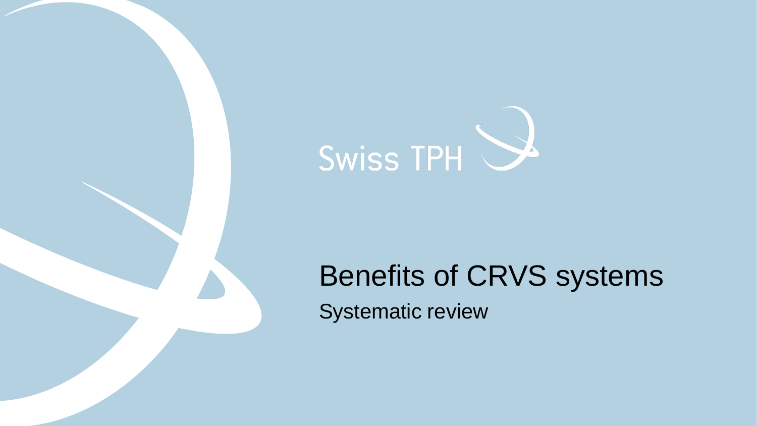Swiss TPH

# Benefits of CRVS systems

## Systematic review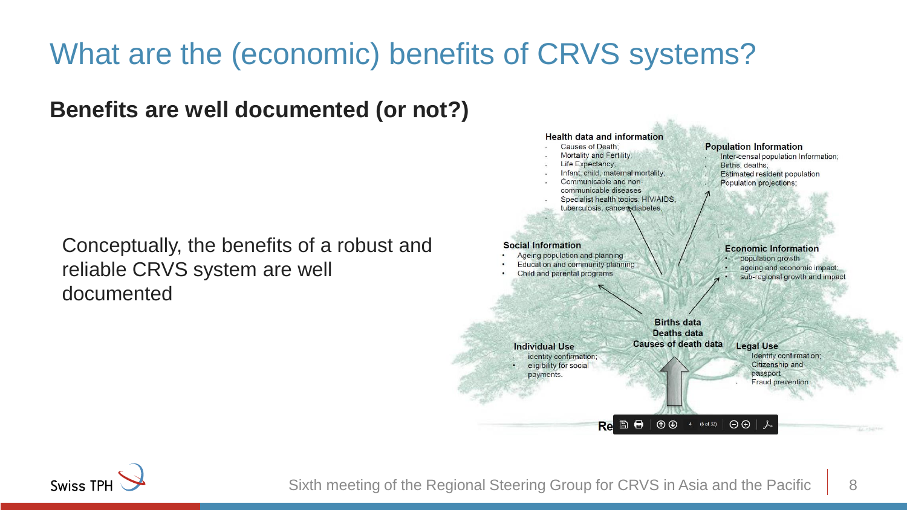# What are the (economic) benefits of CRVS systems?

**Benefits are well documented (or not?)**

Conceptually, the benefits of a robust and reliable CRVS system are well documented

**Health data and information**
- Causes of Death;
- Mortality and Fertility;
- Life Expectancy;
- Infant, child, maternal mortality;
- Communicable and non-communicable diseases
- Specialist health topics: HIV/AIDS, tuberculosis, cancer, diabetes,

**Population Information**
- Inter-censal population Information;
- Births, deaths;
- Estimated resident population
- Population projections;

**Social Information**
- Ageing population and planning
- Education and community planning
- Child and parental programs

**Economic Information**
- population growth
- ageing and economic impact;
- sub-regional growth and impact

**Births data**
**Deaths data**
**Causes of death data**

**Individual Use**
- identity confirmation;
- eligibility for social payments.

**Legal Use**
- Identity confirmation;
- Citizenship and passport
- Fraud prevention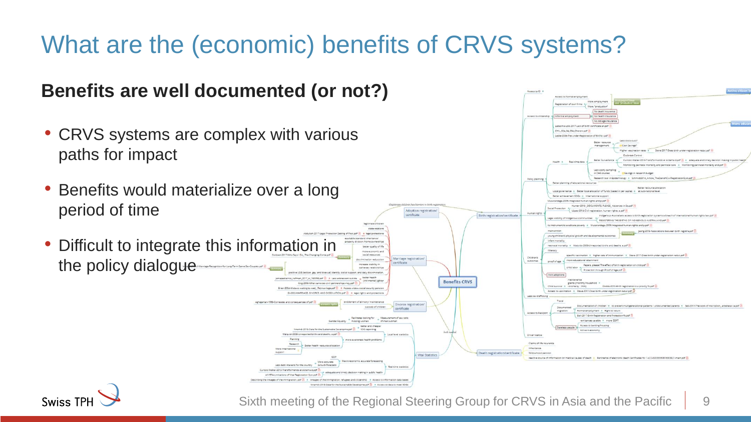# What are the (economic) benefits of CRVS systems?

**Benefits are well documented (or not?)**

- CRVS systems are complex with various paths for impact
- Benefits would materialize over a long period of time
- Difficult to integrate this information in the policy dialogue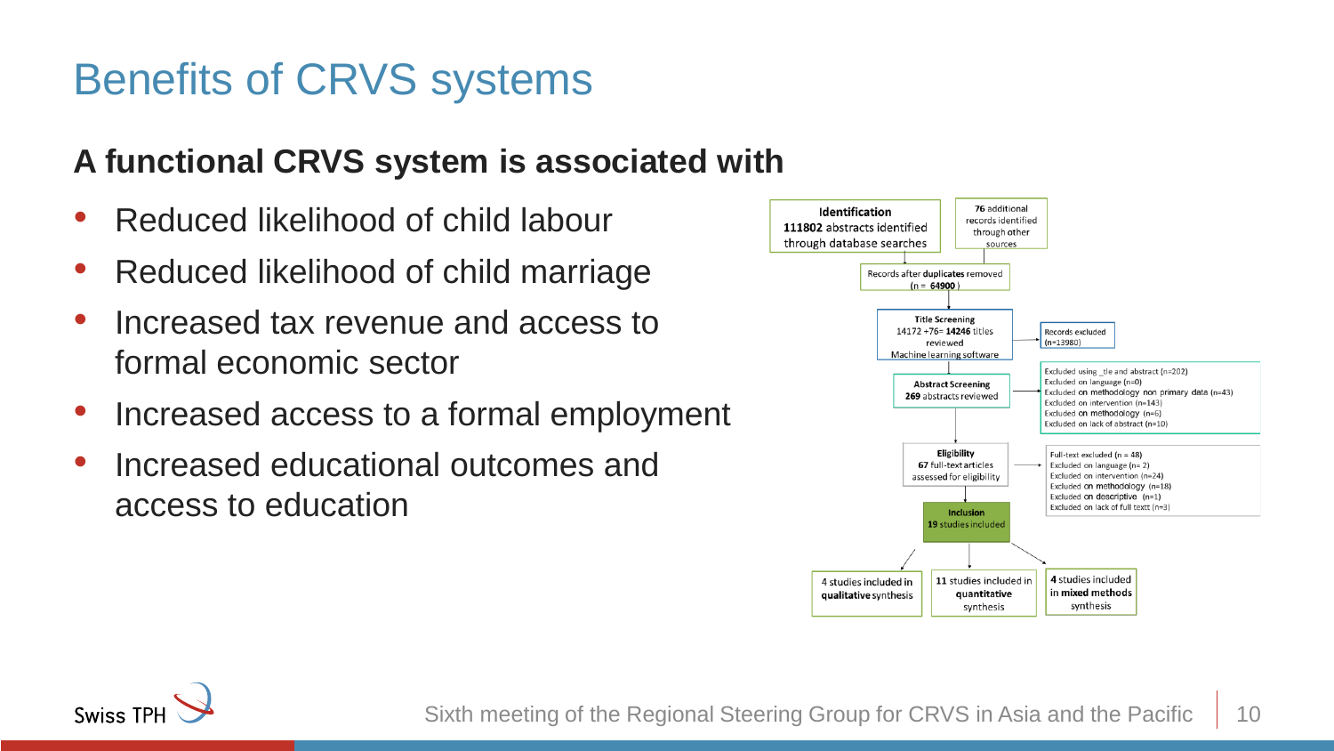# Benefits of CRVS systems

**A functional CRVS system is associated with**

- Reduced likelihood of child labour
- Reduced likelihood of child marriage
- Increased tax revenue and access to formal economic sector
- Increased access to a formal employment
- Increased educational outcomes and access to education

**Identification**
**111802** abstracts identified through database searches

**76** additional records identified through other sources

Records after **duplicates** removed (n = **64900**)

**Title Screening**
14172 +76= **14246** titles reviewed
Machine learning software

Records excluded (n=13980)

**Abstract Screening**
**269** abstracts reviewed

Excluded using _tle and abstract (n=202)
Excluded on language (n=0)
Excluded on methodology non primary data (n=43)
Excluded on intervention (n=143)
Excluded on methodology (n=6)
Excluded on lack of abstract (n=10)

**Eligibility**
**67** full-text articles assessed for eligibility

Full-text excluded (n = 48)
Excluded on language (n= 2)
Excluded on intervention (n=24)
Excluded on methodology (n=18)
Excluded on descriptive (n=1)
Excluded on lack of full textt (n=3)

**Inclusion**
**19** studies included

4 studies included in **qualitative** synthesis

**11** studies included in **quantitative** synthesis

**4** studies included in **mixed methods** synthesis

Sixth meeting of the Regional Steering Group for CRVS in Asia and the Pacific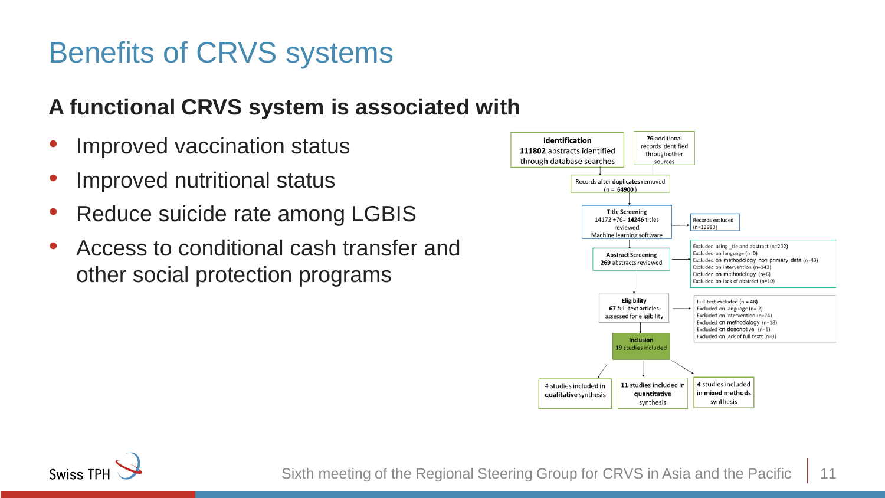# Benefits of CRVS systems

**A functional CRVS system is associated with**

- Improved vaccination status
- Improved nutritional status
- Reduce suicide rate among LGBIS
- Access to conditional cash transfer and other social protection programs

**Identification**
**111802** abstracts identified through database searches

**76** additional records identified through other sources

Records after **duplicates** removed (n = **64900** )

**Title Screening**
14172 +76= **14246** titles reviewed
Machine learning software

Records excluded (n=13980)

**Abstract Screening**
**269** abstracts reviewed

Excluded using _tle and abstract (n=202)
Excluded on language (n=0)
Excluded **on** methodology non primary data (n=43)
Excluded on intervention (n=143)
Excluded **on** methodology (n=6)
Excluded on lack of abstract (n=10)

**Eligibility**
**67** full-text articles assessed for eligibility

Full-text excluded (n = 48)
Excluded on language (n= 2)
Excluded on intervention (n=24)
Excluded **on** methodology (n=18)
Excluded **on** descriptive (n=1)
Excluded on lack of full textt (n=3)

**Inclusion**
**19** studies included

4 studies included in **qualitative** synthesis

**11** studies included in **quantitative** synthesis

**4** studies included in **mixed methods** synthesis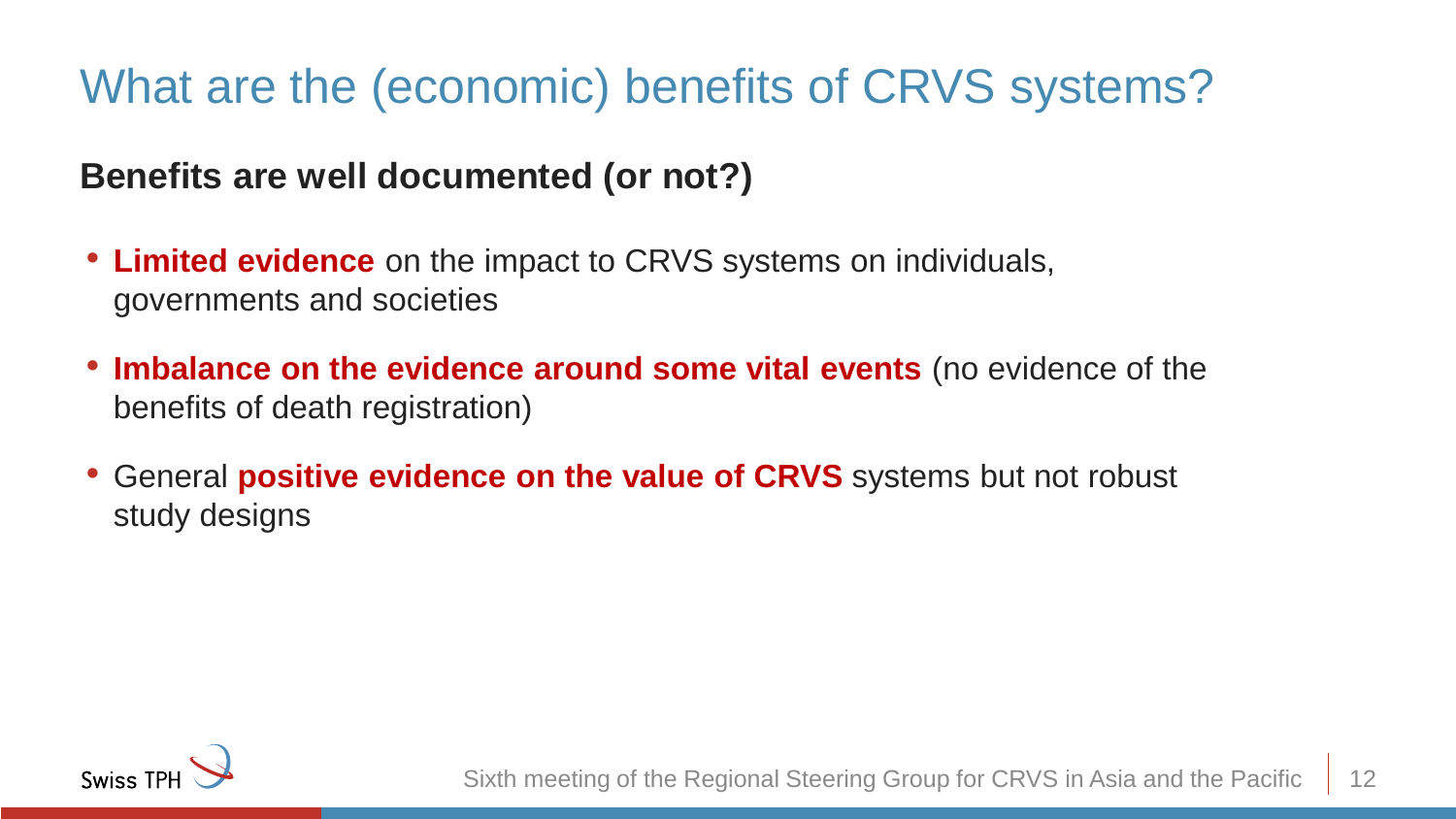# What are the (economic) benefits of CRVS systems?

**Benefits are well documented (or not?)**

- **Limited evidence** on the impact to CRVS systems on individuals, governments and societies
- **Imbalance on the evidence around some vital events** (no evidence of the benefits of death registration)
- General **positive evidence on the value of CRVS** systems but not robust study designs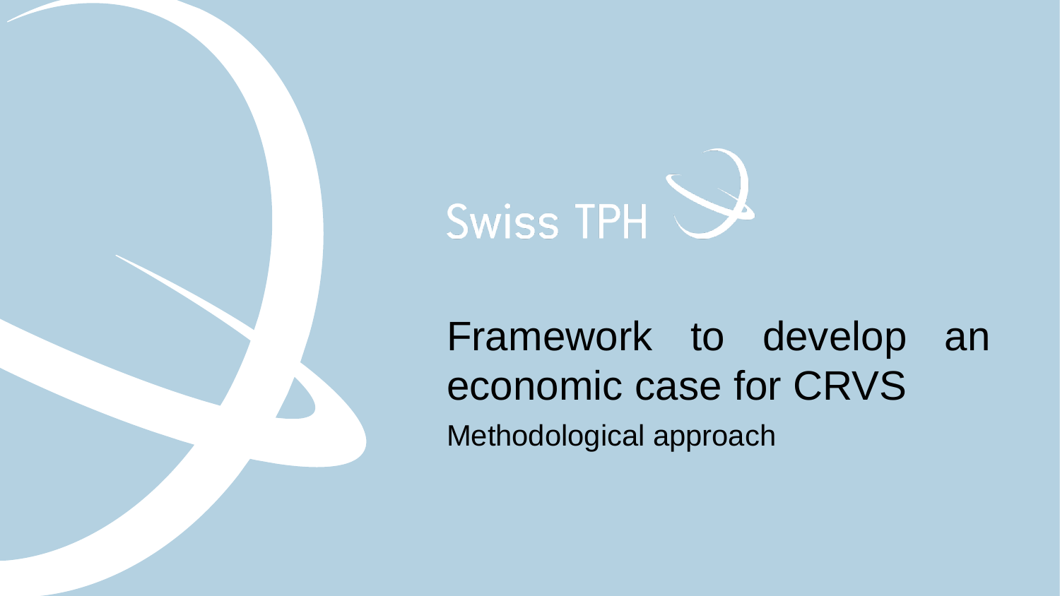Swiss TPH

# Framework to develop an economic case for CRVS

## Methodological approach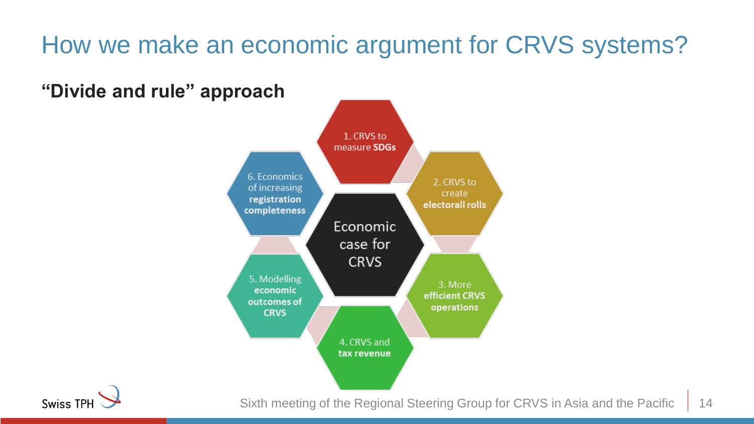# How we make an economic argument for CRVS systems?

**"Divide and rule" approach**

Economic case for CRVS

1. CRVS to measure **SDGs**
2. CRVS to create **electorall rolls**
3. More **efficient CRVS operations**
4. CRVS and **tax revenue**
5. Modelling **economic outcomes of CRVS**
6. Economics of increasing **registration completeness**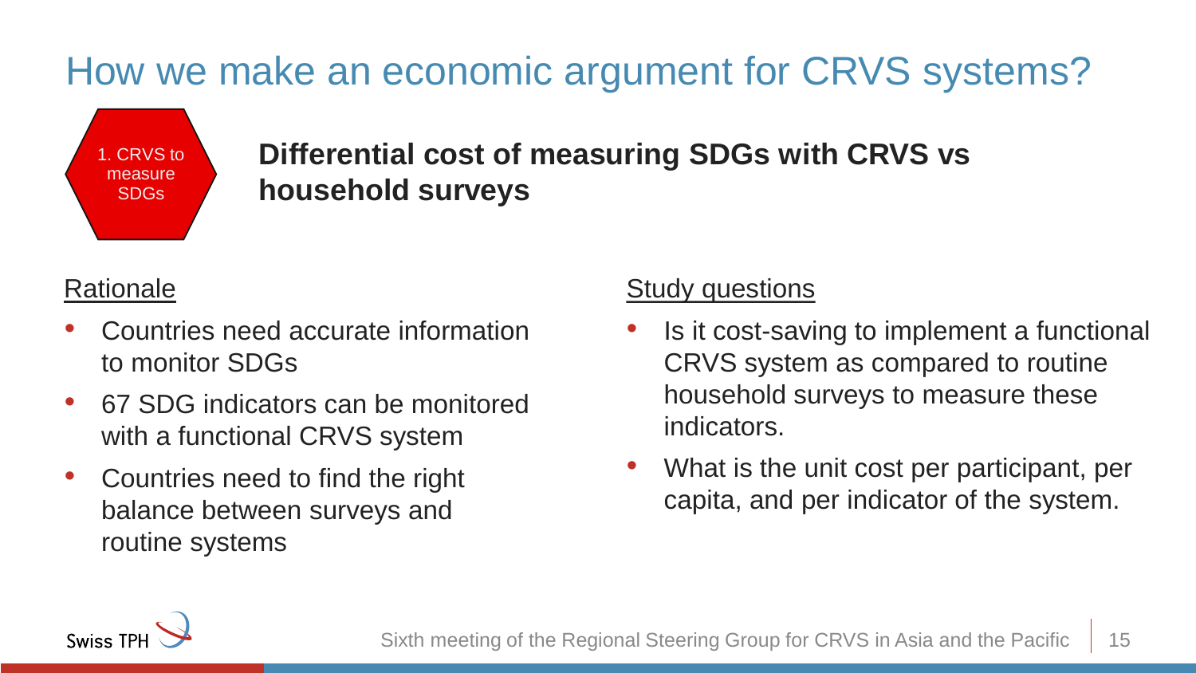# How we make an economic argument for CRVS systems?

1. CRVS to measure SDGs

**Differential cost of measuring SDGs with CRVS vs household surveys**

Rationale

- Countries need accurate information to monitor SDGs
- 67 SDG indicators can be monitored with a functional CRVS system
- Countries need to find the right balance between surveys and routine systems

Study questions

- Is it cost-saving to implement a functional CRVS system as compared to routine household surveys to measure these indicators.
- What is the unit cost per participant, per capita, and per indicator of the system.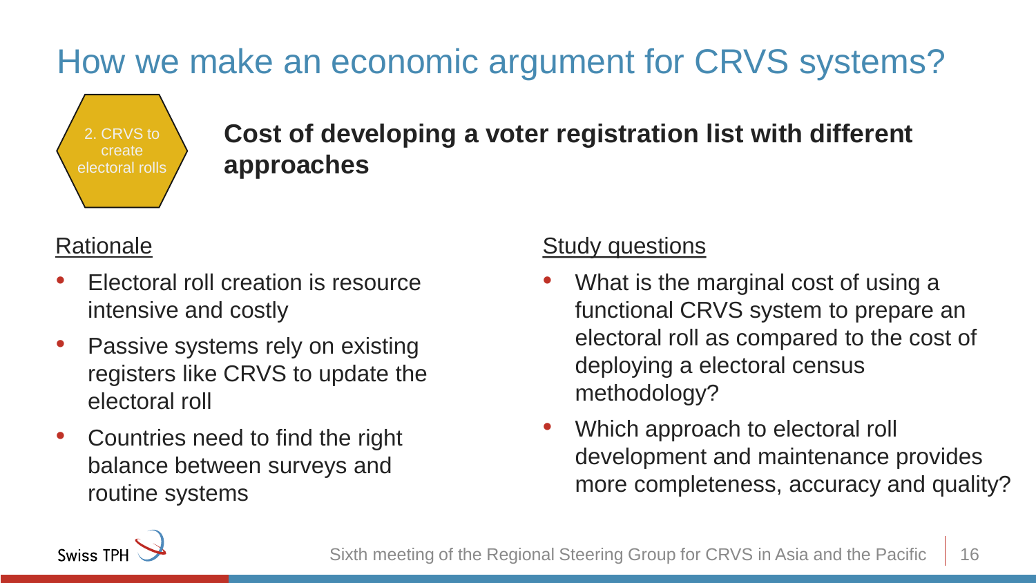# How we make an economic argument for CRVS systems?

2. CRVS to create electoral rolls

**Cost of developing a voter registration list with different approaches**

Rationale

- Electoral roll creation is resource intensive and costly
- Passive systems rely on existing registers like CRVS to update the electoral roll
- Countries need to find the right balance between surveys and routine systems

Study questions

- What is the marginal cost of using a functional CRVS system to prepare an electoral roll as compared to the cost of deploying a electoral census methodology?
- Which approach to electoral roll development and maintenance provides more completeness, accuracy and quality?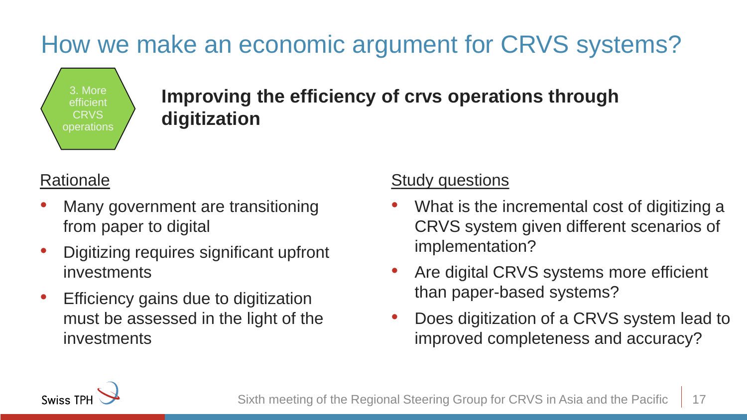# How we make an economic argument for CRVS systems?

3. More efficient CRVS operations

**Improving the efficiency of crvs operations through digitization**

Rationale

- Many government are transitioning from paper to digital
- Digitizing requires significant upfront investments
- Efficiency gains due to digitization must be assessed in the light of the investments

Study questions

- What is the incremental cost of digitizing a CRVS system given different scenarios of implementation?
- Are digital CRVS systems more efficient than paper-based systems?
- Does digitization of a CRVS system lead to improved completeness and accuracy?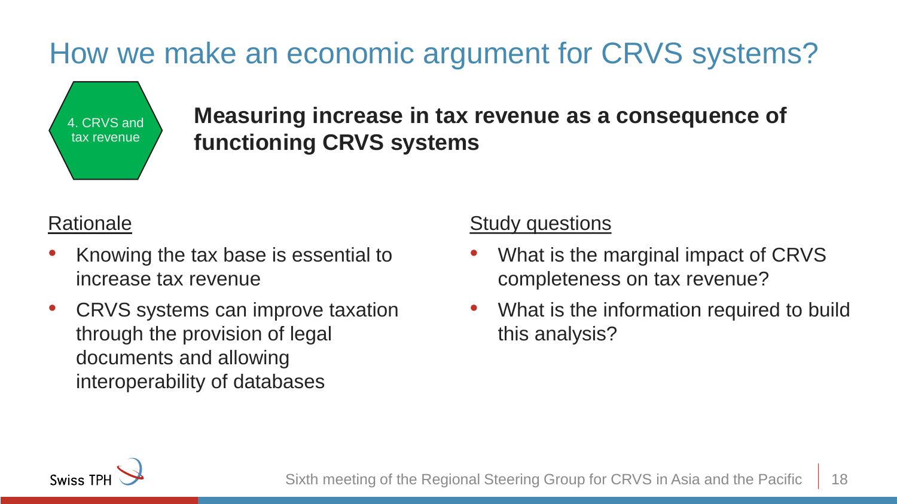# How we make an economic argument for CRVS systems?

4. CRVS and tax revenue

**Measuring increase in tax revenue as a consequence of functioning CRVS systems**

Rationale

- Knowing the tax base is essential to increase tax revenue
- CRVS systems can improve taxation through the provision of legal documents and allowing interoperability of databases

Study questions

- What is the marginal impact of CRVS completeness on tax revenue?
- What is the information required to build this analysis?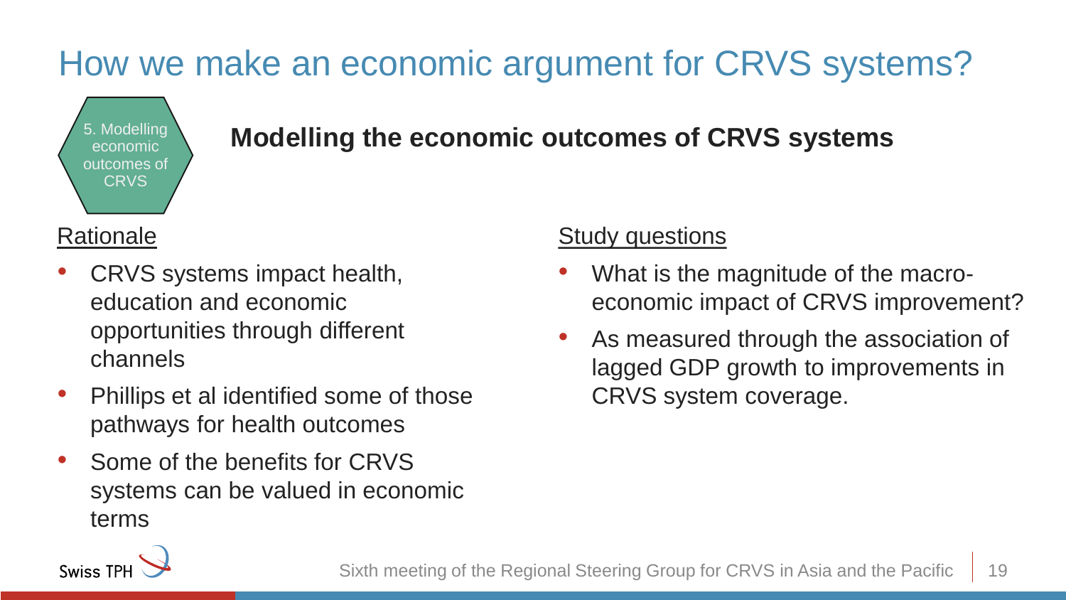# How we make an economic argument for CRVS systems?

5. Modelling economic outcomes of CRVS

## Modelling the economic outcomes of CRVS systems

Rationale

- CRVS systems impact health, education and economic opportunities through different channels
- Phillips et al identified some of those pathways for health outcomes
- Some of the benefits for CRVS systems can be valued in economic terms

Study questions

- What is the magnitude of the macro-economic impact of CRVS improvement?
- As measured through the association of lagged GDP growth to improvements in CRVS system coverage.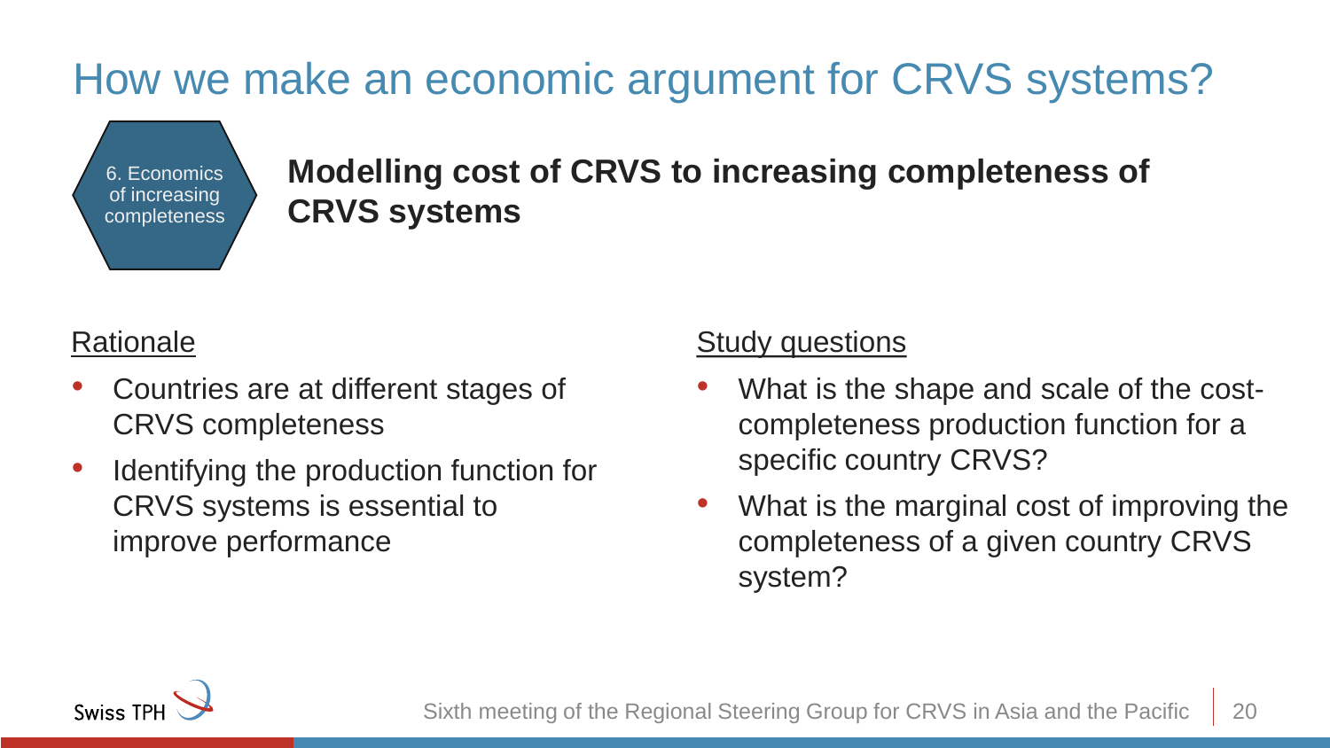# How we make an economic argument for CRVS systems?

6. Economics of increasing completeness

**Modelling cost of CRVS to increasing completeness of CRVS systems**

Rationale

- Countries are at different stages of CRVS completeness
- Identifying the production function for CRVS systems is essential to improve performance

Study questions

- What is the shape and scale of the cost-completeness production function for a specific country CRVS?
- What is the marginal cost of improving the completeness of a given country CRVS system?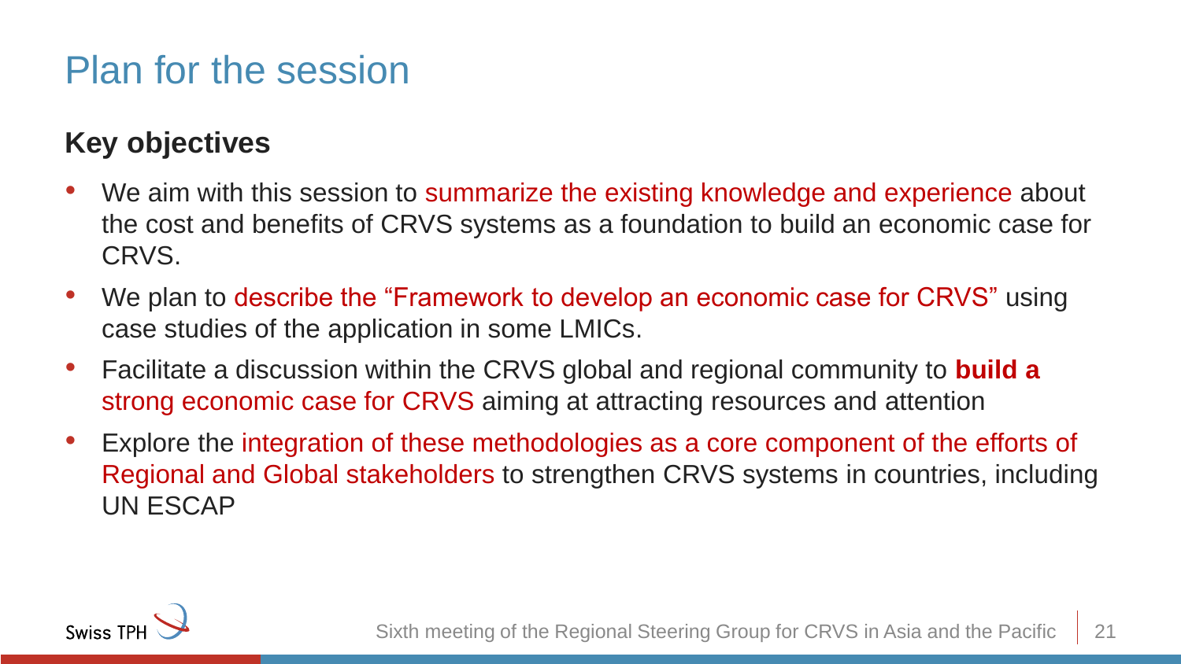# Plan for the session

## Key objectives

- We aim with this session to summarize the existing knowledge and experience about the cost and benefits of CRVS systems as a foundation to build an economic case for CRVS.
- We plan to describe the "Framework to develop an economic case for CRVS" using case studies of the application in some LMICs.
- Facilitate a discussion within the CRVS global and regional community to **build a** strong economic case for CRVS aiming at attracting resources and attention
- Explore the integration of these methodologies as a core component of the efforts of Regional and Global stakeholders to strengthen CRVS systems in countries, including UN ESCAP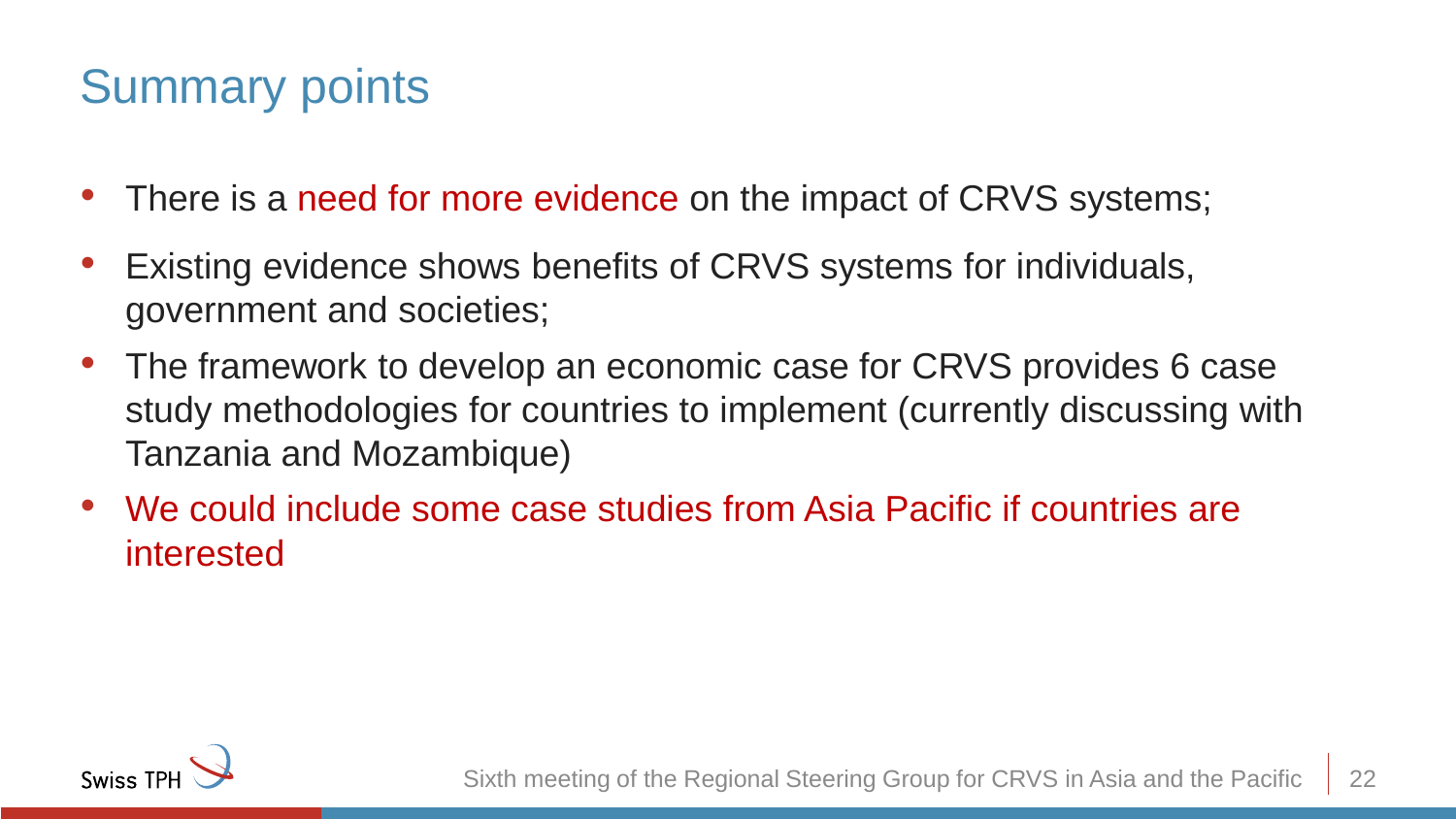# Summary points

- There is a need for more evidence on the impact of CRVS systems;
- Existing evidence shows benefits of CRVS systems for individuals, government and societies;
- The framework to develop an economic case for CRVS provides 6 case study methodologies for countries to implement (currently discussing with Tanzania and Mozambique)
- We could include some case studies from Asia Pacific if countries are interested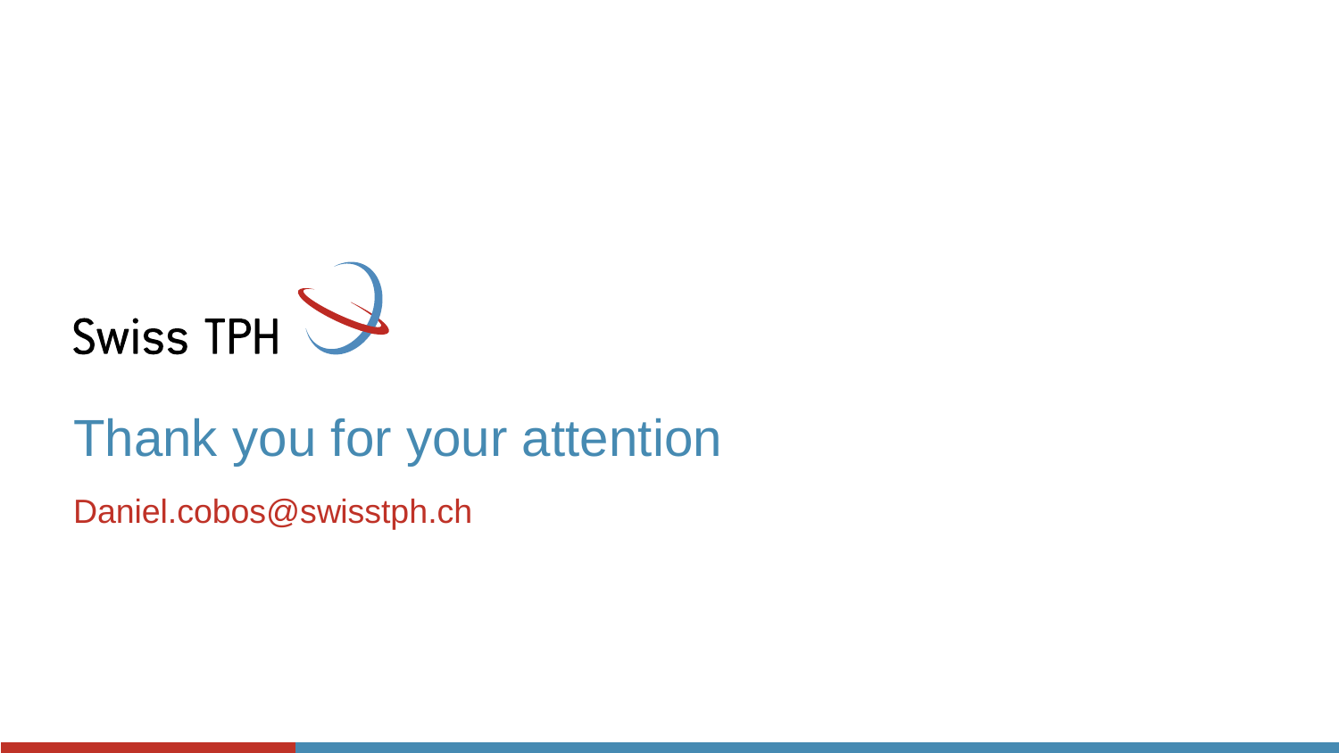Swiss TPH

# Thank you for your attention

Daniel.cobos@swisstph.ch